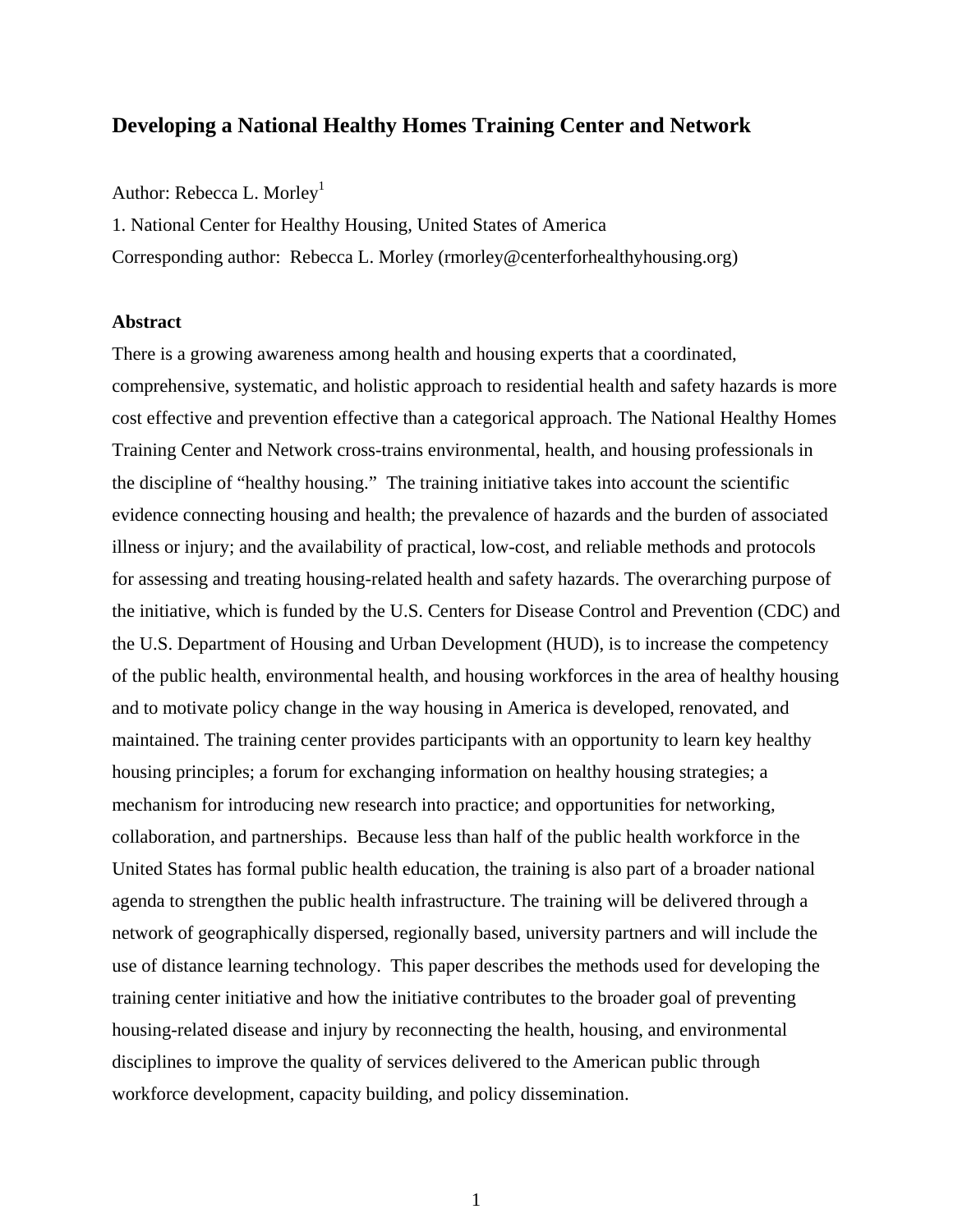# Developing a National Healthy Homes Training Center and Network

Author: Rebecca L. Morley[1]

1. National Center for Healthy Housing, United States of America

Corresponding author: Rebecca L. Morley (rmorley@centerforhealthyhousing.org)

## Abstract

There is a growing awareness among health and housing experts that a coordinated, comprehensive, systematic, and holistic approach to residential health and safety hazards is more cost effective and prevention effective than a categorical approach. The National Healthy Homes Training Center and Network cross-trains environmental, health, and housing professionals in the discipline of "healthy housing." The training initiative takes into account the scientific evidence connecting housing and health; the prevalence of hazards and the burden of associated illness or injury; and the availability of practical, low-cost, and reliable methods and protocols for assessing and treating housing-related health and safety hazards. The overarching purpose of the initiative, which is funded by the U.S. Centers for Disease Control and Prevention (CDC) and the U.S. Department of Housing and Urban Development (HUD), is to increase the competency of the public health, environmental health, and housing workforces in the area of healthy housing and to motivate policy change in the way housing in America is developed, renovated, and maintained. The training center provides participants with an opportunity to learn key healthy housing principles; a forum for exchanging information on healthy housing strategies; a mechanism for introducing new research into practice; and opportunities for networking, collaboration, and partnerships. Because less than half of the public health workforce in the United States has formal public health education, the training is also part of a broader national agenda to strengthen the public health infrastructure. The training will be delivered through a network of geographically dispersed, regionally based, university partners and will include the use of distance learning technology. This paper describes the methods used for developing the training center initiative and how the initiative contributes to the broader goal of preventing housing-related disease and injury by reconnecting the health, housing, and environmental disciplines to improve the quality of services delivered to the American public through workforce development, capacity building, and policy dissemination.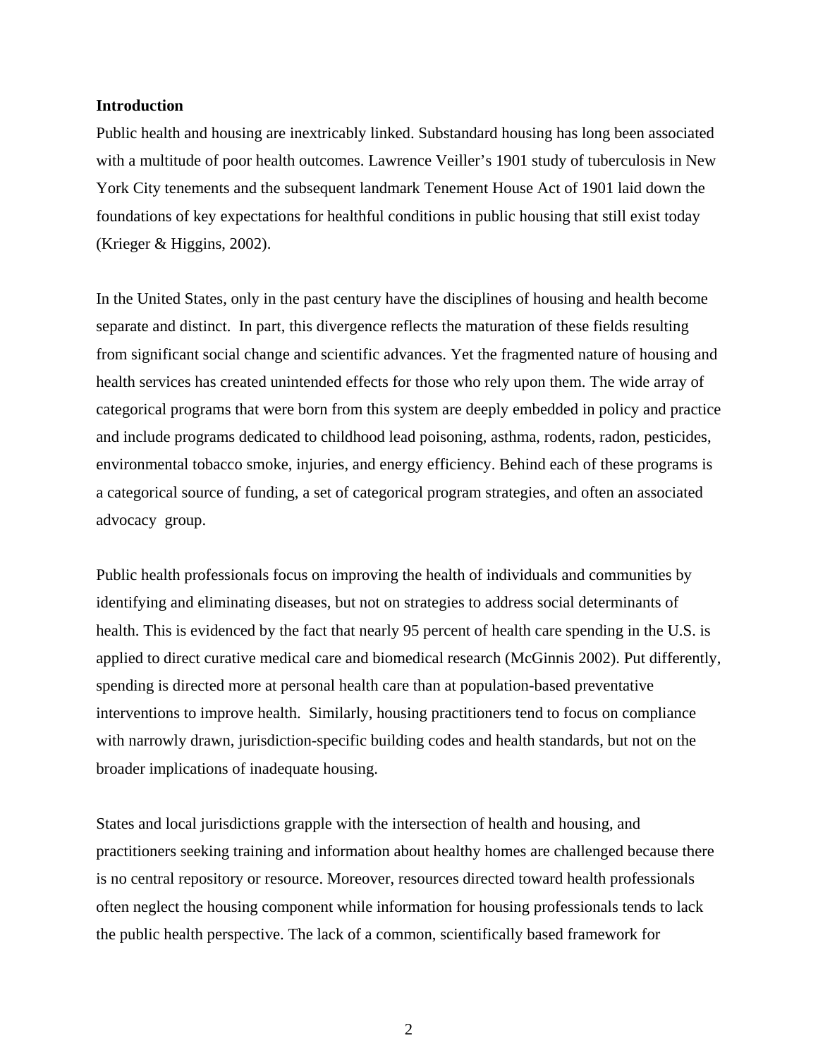## Introduction

Public health and housing are inextricably linked. Substandard housing has long been associated with a multitude of poor health outcomes. Lawrence Veiller's 1901 study of tuberculosis in New York City tenements and the subsequent landmark Tenement House Act of 1901 laid down the foundations of key expectations for healthful conditions in public housing that still exist today (Krieger & Higgins, 2002).

In the United States, only in the past century have the disciplines of housing and health become separate and distinct. In part, this divergence reflects the maturation of these fields resulting from significant social change and scientific advances. Yet the fragmented nature of housing and health services has created unintended effects for those who rely upon them. The wide array of categorical programs that were born from this system are deeply embedded in policy and practice and include programs dedicated to childhood lead poisoning, asthma, rodents, radon, pesticides, environmental tobacco smoke, injuries, and energy efficiency. Behind each of these programs is a categorical source of funding, a set of categorical program strategies, and often an associated advocacy group.

Public health professionals focus on improving the health of individuals and communities by identifying and eliminating diseases, but not on strategies to address social determinants of health. This is evidenced by the fact that nearly 95 percent of health care spending in the U.S. is applied to direct curative medical care and biomedical research (McGinnis 2002). Put differently, spending is directed more at personal health care than at population-based preventative interventions to improve health. Similarly, housing practitioners tend to focus on compliance with narrowly drawn, jurisdiction-specific building codes and health standards, but not on the broader implications of inadequate housing.

States and local jurisdictions grapple with the intersection of health and housing, and practitioners seeking training and information about healthy homes are challenged because there is no central repository or resource. Moreover, resources directed toward health professionals often neglect the housing component while information for housing professionals tends to lack the public health perspective. The lack of a common, scientifically based framework for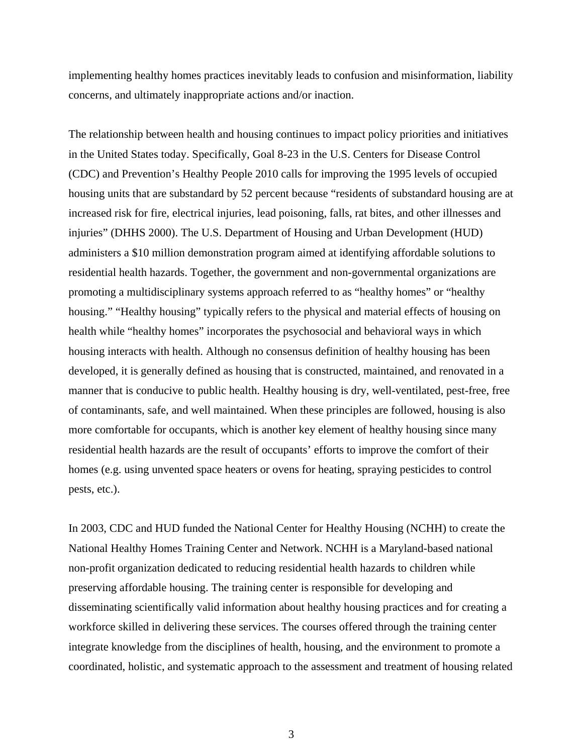implementing healthy homes practices inevitably leads to confusion and misinformation, liability concerns, and ultimately inappropriate actions and/or inaction.

The relationship between health and housing continues to impact policy priorities and initiatives in the United States today. Specifically, Goal 8-23 in the U.S. Centers for Disease Control (CDC) and Prevention's Healthy People 2010 calls for improving the 1995 levels of occupied housing units that are substandard by 52 percent because "residents of substandard housing are at increased risk for fire, electrical injuries, lead poisoning, falls, rat bites, and other illnesses and injuries" (DHHS 2000). The U.S. Department of Housing and Urban Development (HUD) administers a $10 million demonstration program aimed at identifying affordable solutions to residential health hazards. Together, the government and non-governmental organizations are promoting a multidisciplinary systems approach referred to as "healthy homes" or "healthy housing." "Healthy housing" typically refers to the physical and material effects of housing on health while "healthy homes" incorporates the psychosocial and behavioral ways in which housing interacts with health. Although no consensus definition of healthy housing has been developed, it is generally defined as housing that is constructed, maintained, and renovated in a manner that is conducive to public health. Healthy housing is dry, well-ventilated, pest-free, free of contaminants, safe, and well maintained. When these principles are followed, housing is also more comfortable for occupants, which is another key element of healthy housing since many residential health hazards are the result of occupants' efforts to improve the comfort of their homes (e.g. using unvented space heaters or ovens for heating, spraying pesticides to control pests, etc.).

In 2003, CDC and HUD funded the National Center for Healthy Housing (NCHH) to create the National Healthy Homes Training Center and Network. NCHH is a Maryland-based national non-profit organization dedicated to reducing residential health hazards to children while preserving affordable housing. The training center is responsible for developing and disseminating scientifically valid information about healthy housing practices and for creating a workforce skilled in delivering these services. The courses offered through the training center integrate knowledge from the disciplines of health, housing, and the environment to promote a coordinated, holistic, and systematic approach to the assessment and treatment of housing related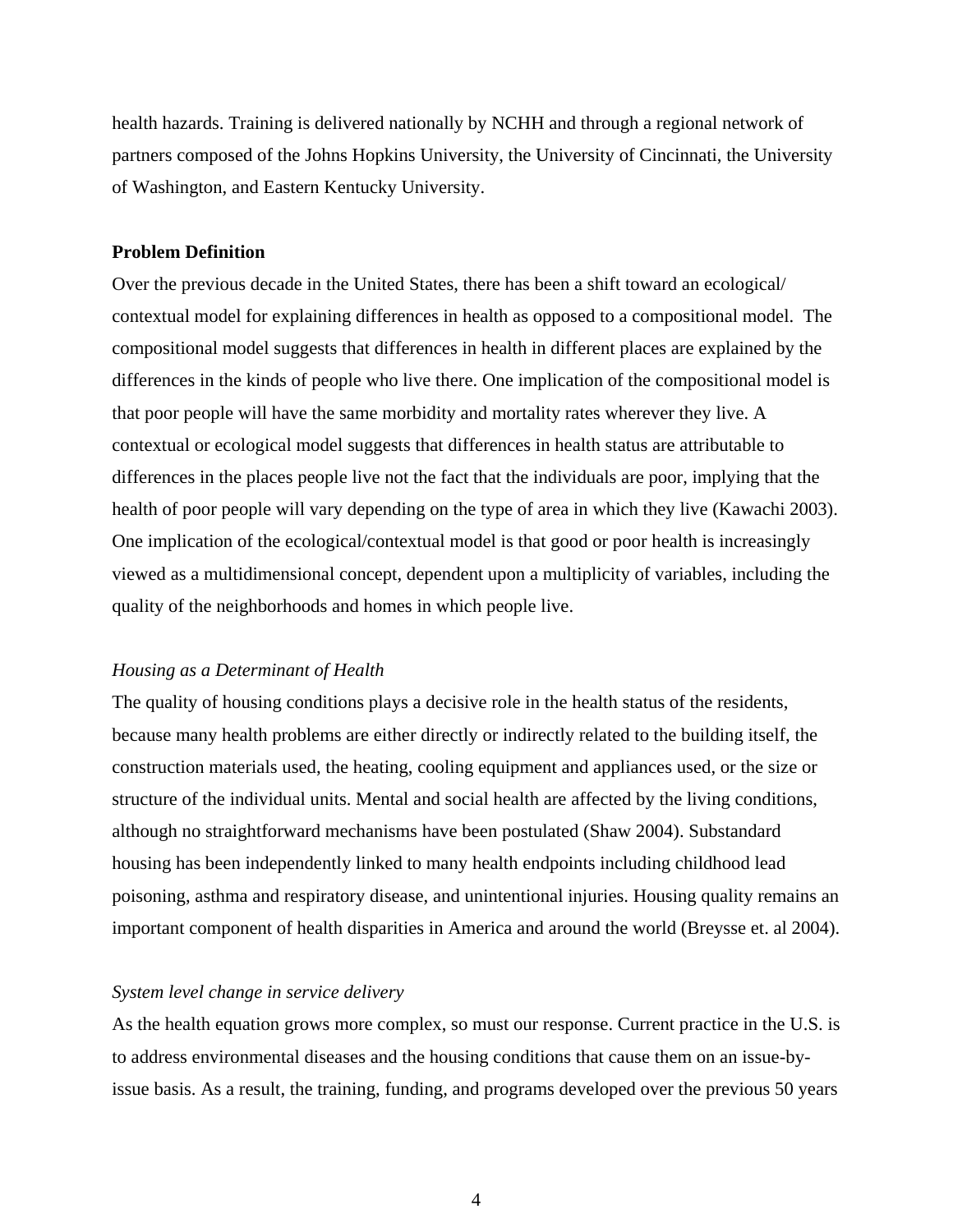health hazards. Training is delivered nationally by NCHH and through a regional network of partners composed of the Johns Hopkins University, the University of Cincinnati, the University of Washington, and Eastern Kentucky University.

**Problem Definition**

Over the previous decade in the United States, there has been a shift toward an ecological/ contextual model for explaining differences in health as opposed to a compositional model. The compositional model suggests that differences in health in different places are explained by the differences in the kinds of people who live there. One implication of the compositional model is that poor people will have the same morbidity and mortality rates wherever they live. A contextual or ecological model suggests that differences in health status are attributable to differences in the places people live not the fact that the individuals are poor, implying that the health of poor people will vary depending on the type of area in which they live (Kawachi 2003). One implication of the ecological/contextual model is that good or poor health is increasingly viewed as a multidimensional concept, dependent upon a multiplicity of variables, including the quality of the neighborhoods and homes in which people live.

*Housing as a Determinant of Health*

The quality of housing conditions plays a decisive role in the health status of the residents, because many health problems are either directly or indirectly related to the building itself, the construction materials used, the heating, cooling equipment and appliances used, or the size or structure of the individual units. Mental and social health are affected by the living conditions, although no straightforward mechanisms have been postulated (Shaw 2004). Substandard housing has been independently linked to many health endpoints including childhood lead poisoning, asthma and respiratory disease, and unintentional injuries. Housing quality remains an important component of health disparities in America and around the world (Breysse et. al 2004).

*System level change in service delivery*

As the health equation grows more complex, so must our response. Current practice in the U.S. is to address environmental diseases and the housing conditions that cause them on an issue-by-issue basis. As a result, the training, funding, and programs developed over the previous 50 years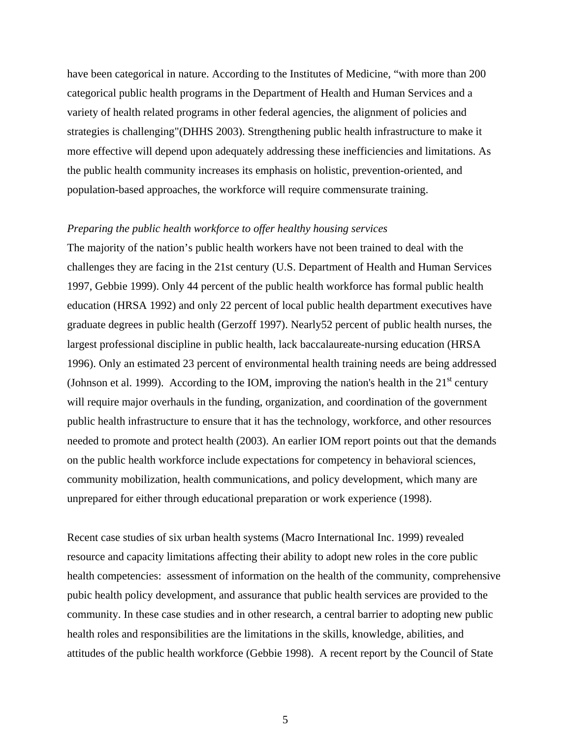have been categorical in nature. According to the Institutes of Medicine, "with more than 200 categorical public health programs in the Department of Health and Human Services and a variety of health related programs in other federal agencies, the alignment of policies and strategies is challenging"(DHHS 2003). Strengthening public health infrastructure to make it more effective will depend upon adequately addressing these inefficiencies and limitations. As the public health community increases its emphasis on holistic, prevention-oriented, and population-based approaches, the workforce will require commensurate training.

*Preparing the public health workforce to offer healthy housing services*

The majority of the nation's public health workers have not been trained to deal with the challenges they are facing in the 21st century (U.S. Department of Health and Human Services 1997, Gebbie 1999). Only 44 percent of the public health workforce has formal public health education (HRSA 1992) and only 22 percent of local public health department executives have graduate degrees in public health (Gerzoff 1997). Nearly52 percent of public health nurses, the largest professional discipline in public health, lack baccalaureate-nursing education (HRSA 1996). Only an estimated 23 percent of environmental health training needs are being addressed (Johnson et al. 1999). According to the IOM, improving the nation's health in the 21st century will require major overhauls in the funding, organization, and coordination of the government public health infrastructure to ensure that it has the technology, workforce, and other resources needed to promote and protect health (2003). An earlier IOM report points out that the demands on the public health workforce include expectations for competency in behavioral sciences, community mobilization, health communications, and policy development, which many are unprepared for either through educational preparation or work experience (1998).

Recent case studies of six urban health systems (Macro International Inc. 1999) revealed resource and capacity limitations affecting their ability to adopt new roles in the core public health competencies: assessment of information on the health of the community, comprehensive pubic health policy development, and assurance that public health services are provided to the community. In these case studies and in other research, a central barrier to adopting new public health roles and responsibilities are the limitations in the skills, knowledge, abilities, and attitudes of the public health workforce (Gebbie 1998). A recent report by the Council of State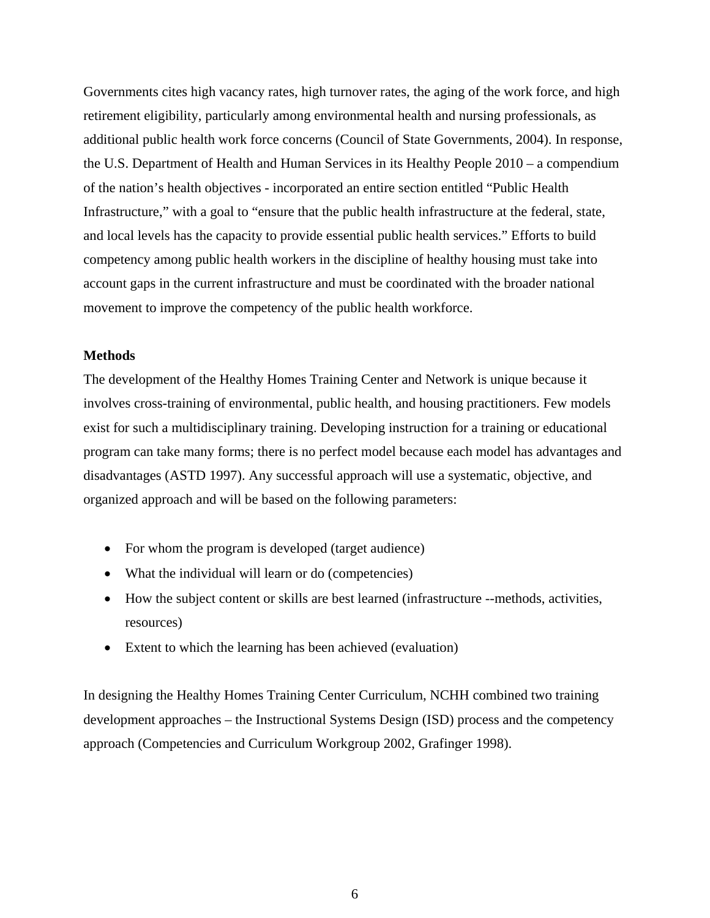Governments cites high vacancy rates, high turnover rates, the aging of the work force, and high retirement eligibility, particularly among environmental health and nursing professionals, as additional public health work force concerns (Council of State Governments, 2004). In response, the U.S. Department of Health and Human Services in its Healthy People 2010 – a compendium of the nation's health objectives - incorporated an entire section entitled "Public Health Infrastructure," with a goal to "ensure that the public health infrastructure at the federal, state, and local levels has the capacity to provide essential public health services." Efforts to build competency among public health workers in the discipline of healthy housing must take into account gaps in the current infrastructure and must be coordinated with the broader national movement to improve the competency of the public health workforce.

**Methods**

The development of the Healthy Homes Training Center and Network is unique because it involves cross-training of environmental, public health, and housing practitioners. Few models exist for such a multidisciplinary training. Developing instruction for a training or educational program can take many forms; there is no perfect model because each model has advantages and disadvantages (ASTD 1997). Any successful approach will use a systematic, objective, and organized approach and will be based on the following parameters:

- For whom the program is developed (target audience)
- What the individual will learn or do (competencies)
- How the subject content or skills are best learned (infrastructure --methods, activities, resources)
- Extent to which the learning has been achieved (evaluation)

In designing the Healthy Homes Training Center Curriculum, NCHH combined two training development approaches – the Instructional Systems Design (ISD) process and the competency approach (Competencies and Curriculum Workgroup 2002, Grafinger 1998).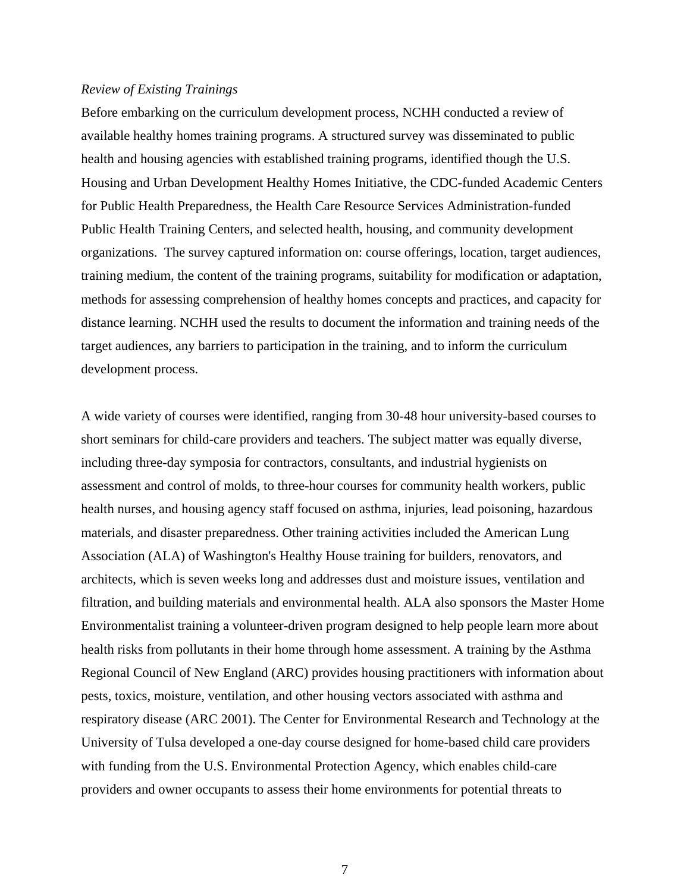*Review of Existing Trainings*

Before embarking on the curriculum development process, NCHH conducted a review of available healthy homes training programs. A structured survey was disseminated to public health and housing agencies with established training programs, identified though the U.S. Housing and Urban Development Healthy Homes Initiative, the CDC-funded Academic Centers for Public Health Preparedness, the Health Care Resource Services Administration-funded Public Health Training Centers, and selected health, housing, and community development organizations. The survey captured information on: course offerings, location, target audiences, training medium, the content of the training programs, suitability for modification or adaptation, methods for assessing comprehension of healthy homes concepts and practices, and capacity for distance learning. NCHH used the results to document the information and training needs of the target audiences, any barriers to participation in the training, and to inform the curriculum development process.

A wide variety of courses were identified, ranging from 30-48 hour university-based courses to short seminars for child-care providers and teachers. The subject matter was equally diverse, including three-day symposia for contractors, consultants, and industrial hygienists on assessment and control of molds, to three-hour courses for community health workers, public health nurses, and housing agency staff focused on asthma, injuries, lead poisoning, hazardous materials, and disaster preparedness. Other training activities included the American Lung Association (ALA) of Washington's Healthy House training for builders, renovators, and architects, which is seven weeks long and addresses dust and moisture issues, ventilation and filtration, and building materials and environmental health. ALA also sponsors the Master Home Environmentalist training a volunteer-driven program designed to help people learn more about health risks from pollutants in their home through home assessment. A training by the Asthma Regional Council of New England (ARC) provides housing practitioners with information about pests, toxics, moisture, ventilation, and other housing vectors associated with asthma and respiratory disease (ARC 2001). The Center for Environmental Research and Technology at the University of Tulsa developed a one-day course designed for home-based child care providers with funding from the U.S. Environmental Protection Agency, which enables child-care providers and owner occupants to assess their home environments for potential threats to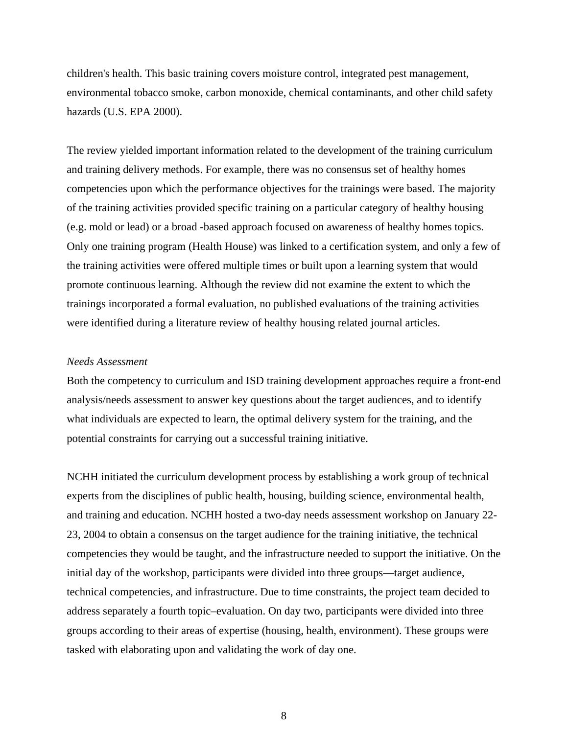children's health. This basic training covers moisture control, integrated pest management, environmental tobacco smoke, carbon monoxide, chemical contaminants, and other child safety hazards (U.S. EPA 2000).

The review yielded important information related to the development of the training curriculum and training delivery methods. For example, there was no consensus set of healthy homes competencies upon which the performance objectives for the trainings were based. The majority of the training activities provided specific training on a particular category of healthy housing (e.g. mold or lead) or a broad -based approach focused on awareness of healthy homes topics. Only one training program (Health House) was linked to a certification system, and only a few of the training activities were offered multiple times or built upon a learning system that would promote continuous learning. Although the review did not examine the extent to which the trainings incorporated a formal evaluation, no published evaluations of the training activities were identified during a literature review of healthy housing related journal articles.

*Needs Assessment*

Both the competency to curriculum and ISD training development approaches require a front-end analysis/needs assessment to answer key questions about the target audiences, and to identify what individuals are expected to learn, the optimal delivery system for the training, and the potential constraints for carrying out a successful training initiative.

NCHH initiated the curriculum development process by establishing a work group of technical experts from the disciplines of public health, housing, building science, environmental health, and training and education. NCHH hosted a two-day needs assessment workshop on January 22-23, 2004 to obtain a consensus on the target audience for the training initiative, the technical competencies they would be taught, and the infrastructure needed to support the initiative. On the initial day of the workshop, participants were divided into three groups—target audience, technical competencies, and infrastructure. Due to time constraints, the project team decided to address separately a fourth topic–evaluation. On day two, participants were divided into three groups according to their areas of expertise (housing, health, environment). These groups were tasked with elaborating upon and validating the work of day one.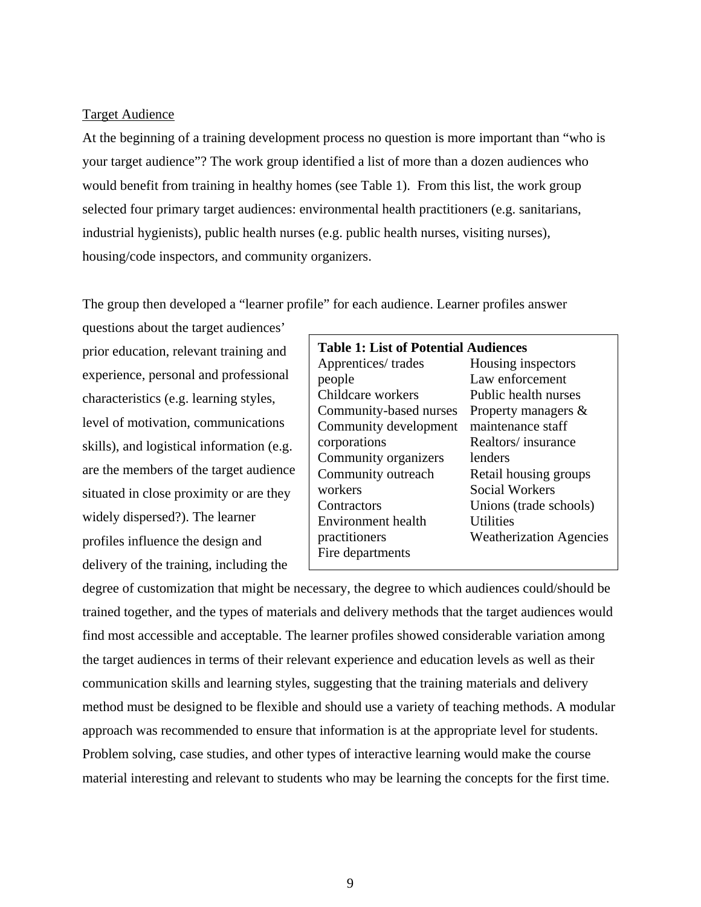## Target Audience

At the beginning of a training development process no question is more important than "who is your target audience"? The work group identified a list of more than a dozen audiences who would benefit from training in healthy homes (see Table 1). From this list, the work group selected four primary target audiences: environmental health practitioners (e.g. sanitarians, industrial hygienists), public health nurses (e.g. public health nurses, visiting nurses), housing/code inspectors, and community organizers.

The group then developed a "learner profile" for each audience. Learner profiles answer questions about the target audiences' prior education, relevant training and experience, personal and professional characteristics (e.g. learning styles, level of motivation, communications skills), and logistical information (e.g. are the members of the target audience situated in close proximity or are they widely dispersed?). The learner profiles influence the design and delivery of the training, including the degree of customization that might be necessary, the degree to which audiences could/should be trained together, and the types of materials and delivery methods that the target audiences would find most accessible and acceptable. The learner profiles showed considerable variation among the target audiences in terms of their relevant experience and education levels as well as their communication skills and learning styles, suggesting that the training materials and delivery method must be designed to be flexible and should use a variety of teaching methods. A modular approach was recommended to ensure that information is at the appropriate level for students. Problem solving, case studies, and other types of interactive learning would make the course material interesting and relevant to students who may be learning the concepts for the first time.

**Table 1: List of Potential Audiences**

| | |
|---|---|
| Apprentices/ trades people | Housing inspectors |
| Childcare workers | Law enforcement |
| Community-based nurses | Public health nurses |
| Community development corporations | Property managers & maintenance staff |
| Community organizers | Realtors/ insurance lenders |
| Community outreach workers | Retail housing groups |
| Contractors | Social Workers |
| Environment health practitioners | Unions (trade schools) |
| Fire departments | Utilities |
| | Weatherization Agencies |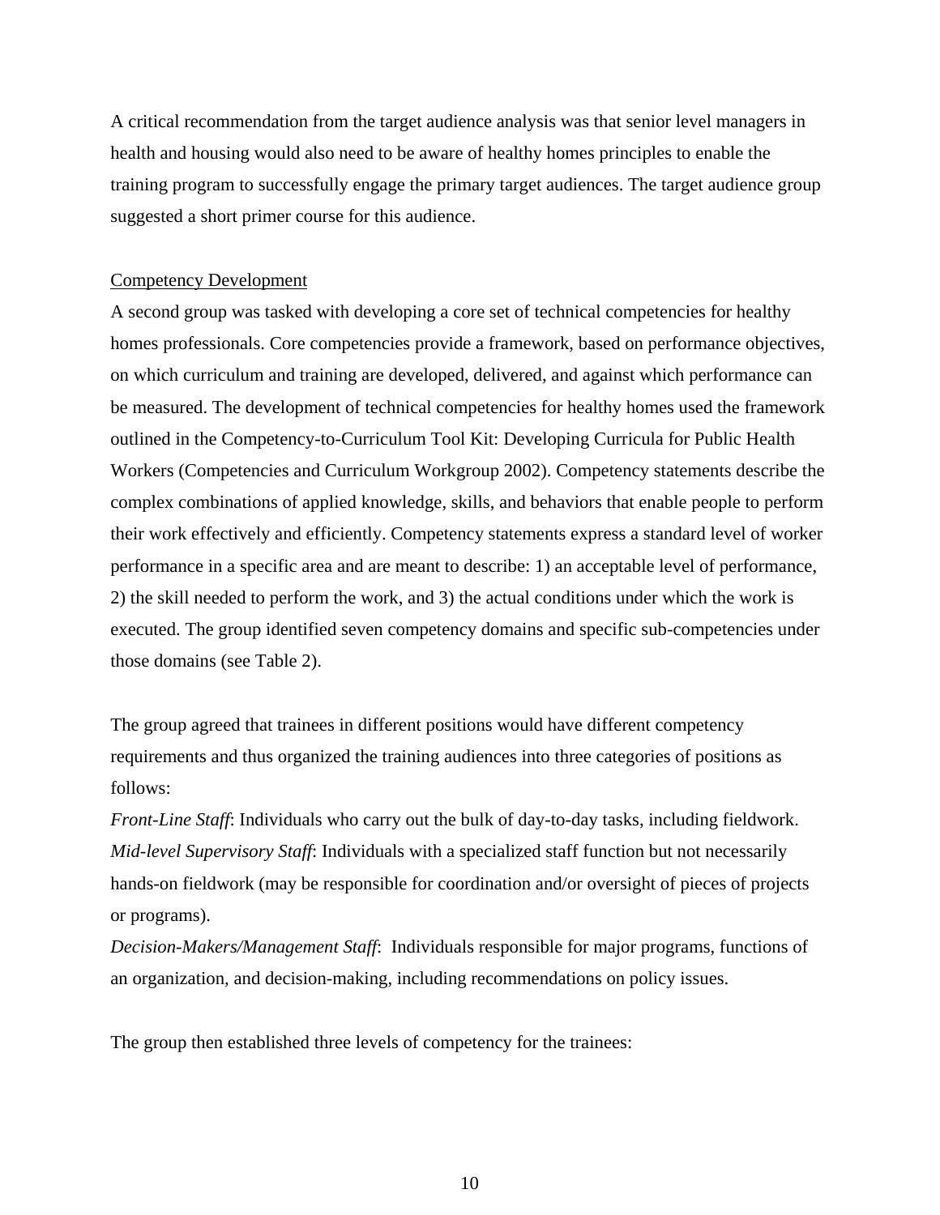A critical recommendation from the target audience analysis was that senior level managers in health and housing would also need to be aware of healthy homes principles to enable the training program to successfully engage the primary target audiences. The target audience group suggested a short primer course for this audience.

<u>Competency Development</u>

A second group was tasked with developing a core set of technical competencies for healthy homes professionals. Core competencies provide a framework, based on performance objectives, on which curriculum and training are developed, delivered, and against which performance can be measured. The development of technical competencies for healthy homes used the framework outlined in the Competency-to-Curriculum Tool Kit: Developing Curricula for Public Health Workers (Competencies and Curriculum Workgroup 2002). Competency statements describe the complex combinations of applied knowledge, skills, and behaviors that enable people to perform their work effectively and efficiently. Competency statements express a standard level of worker performance in a specific area and are meant to describe: 1) an acceptable level of performance, 2) the skill needed to perform the work, and 3) the actual conditions under which the work is executed. The group identified seven competency domains and specific sub-competencies under those domains (see Table 2).

The group agreed that trainees in different positions would have different competency requirements and thus organized the training audiences into three categories of positions as follows:

*Front-Line Staff*: Individuals who carry out the bulk of day-to-day tasks, including fieldwork.

*Mid-level Supervisory Staff*: Individuals with a specialized staff function but not necessarily hands-on fieldwork (may be responsible for coordination and/or oversight of pieces of projects or programs).

*Decision-Makers/Management Staff*: Individuals responsible for major programs, functions of an organization, and decision-making, including recommendations on policy issues.

The group then established three levels of competency for the trainees: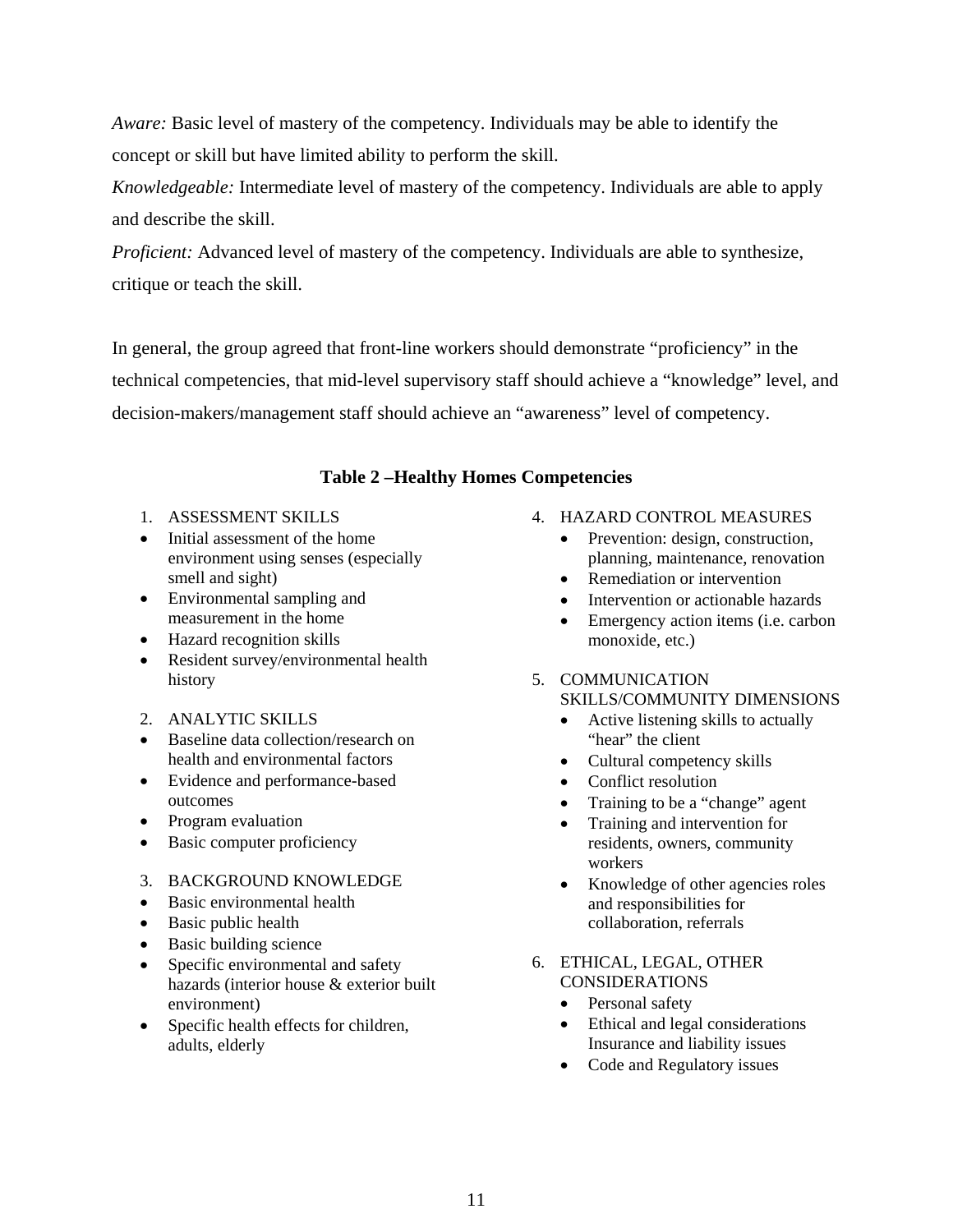*Aware:* Basic level of mastery of the competency. Individuals may be able to identify the concept or skill but have limited ability to perform the skill.

*Knowledgeable:* Intermediate level of mastery of the competency. Individuals are able to apply and describe the skill.

*Proficient:* Advanced level of mastery of the competency. Individuals are able to synthesize, critique or teach the skill.

In general, the group agreed that front-line workers should demonstrate "proficiency" in the technical competencies, that mid-level supervisory staff should achieve a "knowledge" level, and decision-makers/management staff should achieve an "awareness" level of competency.

**Table 2 –Healthy Homes Competencies**

1. ASSESSMENT SKILLS
   - Initial assessment of the home environment using senses (especially smell and sight)
   - Environmental sampling and measurement in the home
   - Hazard recognition skills
   - Resident survey/environmental health history

2. ANALYTIC SKILLS
   - Baseline data collection/research on health and environmental factors
   - Evidence and performance-based outcomes
   - Program evaluation
   - Basic computer proficiency

3. BACKGROUND KNOWLEDGE
   - Basic environmental health
   - Basic public health
   - Basic building science
   - Specific environmental and safety hazards (interior house & exterior built environment)
   - Specific health effects for children, adults, elderly

4. HAZARD CONTROL MEASURES
   - Prevention: design, construction, planning, maintenance, renovation
   - Remediation or intervention
   - Intervention or actionable hazards
   - Emergency action items (i.e. carbon monoxide, etc.)

5. COMMUNICATION SKILLS/COMMUNITY DIMENSIONS
   - Active listening skills to actually "hear" the client
   - Cultural competency skills
   - Conflict resolution
   - Training to be a "change" agent
   - Training and intervention for residents, owners, community workers
   - Knowledge of other agencies roles and responsibilities for collaboration, referrals

6. ETHICAL, LEGAL, OTHER CONSIDERATIONS
   - Personal safety
   - Ethical and legal considerations Insurance and liability issues
   - Code and Regulatory issues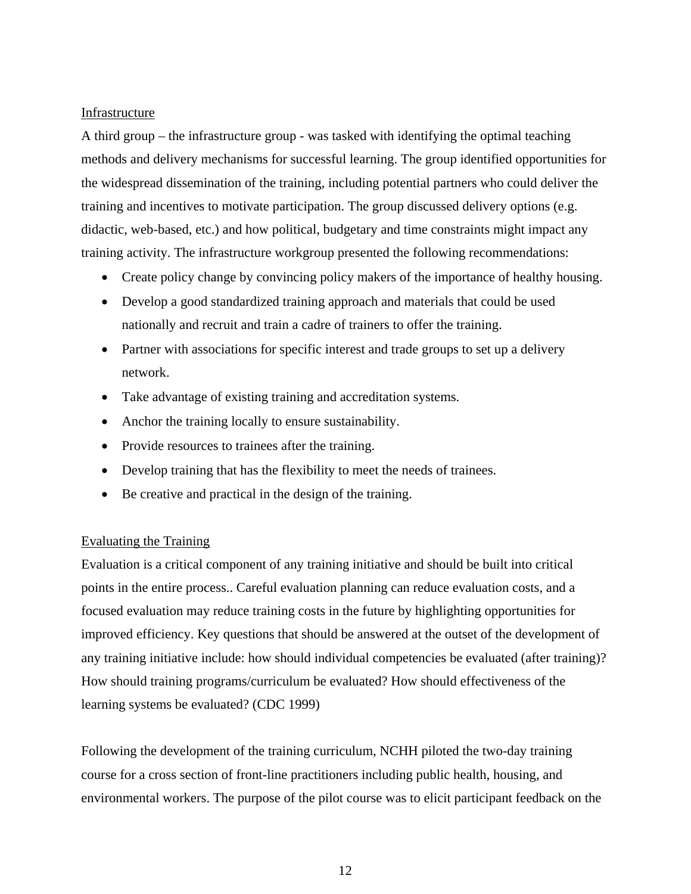### Infrastructure

A third group – the infrastructure group - was tasked with identifying the optimal teaching methods and delivery mechanisms for successful learning. The group identified opportunities for the widespread dissemination of the training, including potential partners who could deliver the training and incentives to motivate participation. The group discussed delivery options (e.g. didactic, web-based, etc.) and how political, budgetary and time constraints might impact any training activity. The infrastructure workgroup presented the following recommendations:

- Create policy change by convincing policy makers of the importance of healthy housing.
- Develop a good standardized training approach and materials that could be used nationally and recruit and train a cadre of trainers to offer the training.
- Partner with associations for specific interest and trade groups to set up a delivery network.
- Take advantage of existing training and accreditation systems.
- Anchor the training locally to ensure sustainability.
- Provide resources to trainees after the training.
- Develop training that has the flexibility to meet the needs of trainees.
- Be creative and practical in the design of the training.

### Evaluating the Training

Evaluation is a critical component of any training initiative and should be built into critical points in the entire process.. Careful evaluation planning can reduce evaluation costs, and a focused evaluation may reduce training costs in the future by highlighting opportunities for improved efficiency. Key questions that should be answered at the outset of the development of any training initiative include: how should individual competencies be evaluated (after training)? How should training programs/curriculum be evaluated? How should effectiveness of the learning systems be evaluated? (CDC 1999)

Following the development of the training curriculum, NCHH piloted the two-day training course for a cross section of front-line practitioners including public health, housing, and environmental workers. The purpose of the pilot course was to elicit participant feedback on the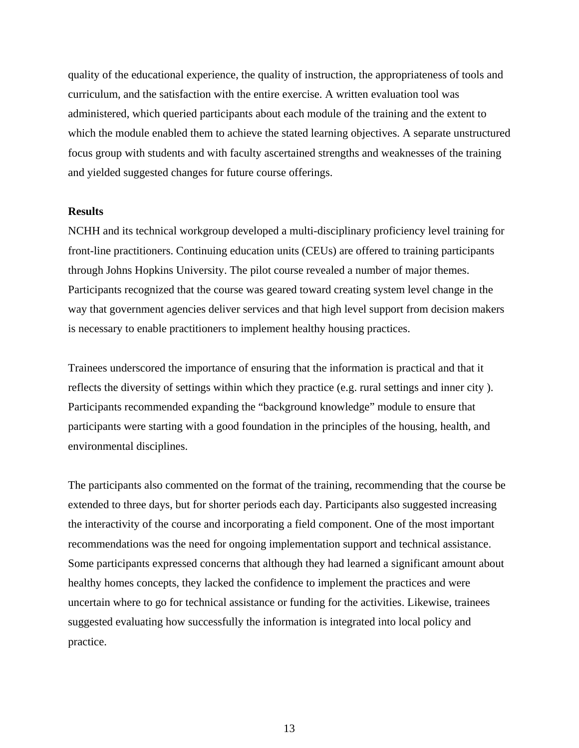quality of the educational experience, the quality of instruction, the appropriateness of tools and curriculum, and the satisfaction with the entire exercise. A written evaluation tool was administered, which queried participants about each module of the training and the extent to which the module enabled them to achieve the stated learning objectives. A separate unstructured focus group with students and with faculty ascertained strengths and weaknesses of the training and yielded suggested changes for future course offerings.

**Results**

NCHH and its technical workgroup developed a multi-disciplinary proficiency level training for front-line practitioners. Continuing education units (CEUs) are offered to training participants through Johns Hopkins University. The pilot course revealed a number of major themes. Participants recognized that the course was geared toward creating system level change in the way that government agencies deliver services and that high level support from decision makers is necessary to enable practitioners to implement healthy housing practices.

Trainees underscored the importance of ensuring that the information is practical and that it reflects the diversity of settings within which they practice (e.g. rural settings and inner city ). Participants recommended expanding the "background knowledge" module to ensure that participants were starting with a good foundation in the principles of the housing, health, and environmental disciplines.

The participants also commented on the format of the training, recommending that the course be extended to three days, but for shorter periods each day. Participants also suggested increasing the interactivity of the course and incorporating a field component. One of the most important recommendations was the need for ongoing implementation support and technical assistance. Some participants expressed concerns that although they had learned a significant amount about healthy homes concepts, they lacked the confidence to implement the practices and were uncertain where to go for technical assistance or funding for the activities. Likewise, trainees suggested evaluating how successfully the information is integrated into local policy and practice.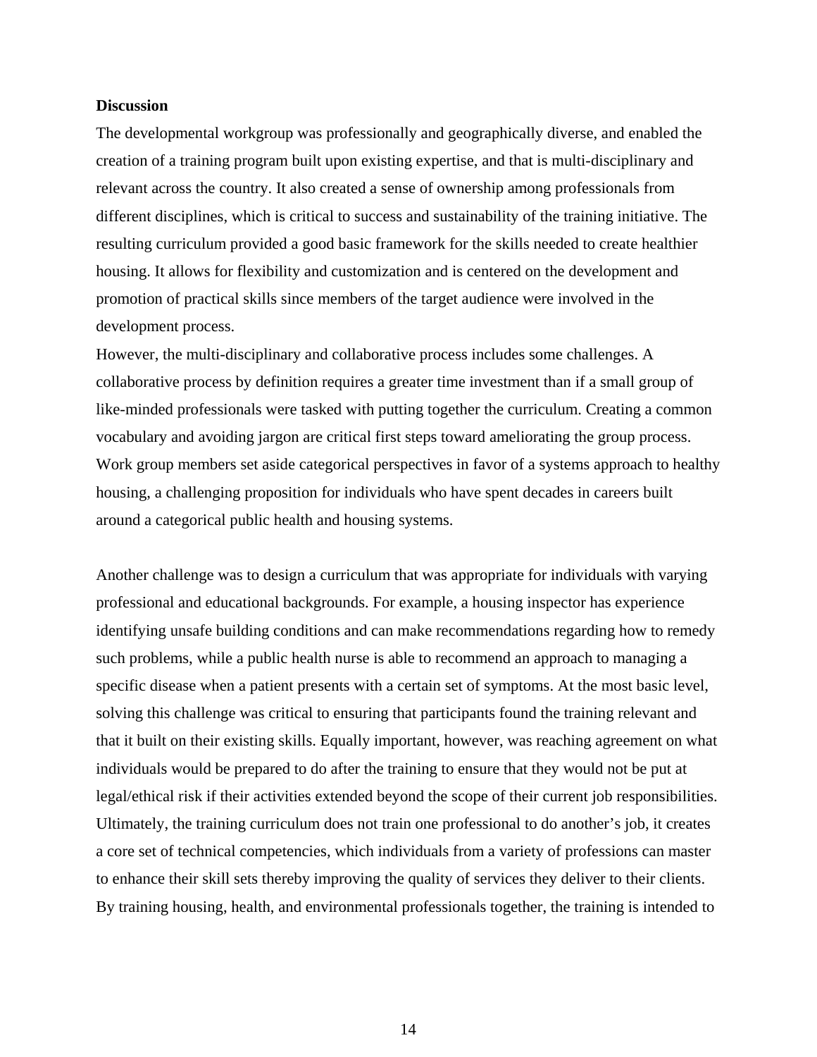**Discussion**

The developmental workgroup was professionally and geographically diverse, and enabled the creation of a training program built upon existing expertise, and that is multi-disciplinary and relevant across the country. It also created a sense of ownership among professionals from different disciplines, which is critical to success and sustainability of the training initiative. The resulting curriculum provided a good basic framework for the skills needed to create healthier housing. It allows for flexibility and customization and is centered on the development and promotion of practical skills since members of the target audience were involved in the development process.

However, the multi-disciplinary and collaborative process includes some challenges. A collaborative process by definition requires a greater time investment than if a small group of like-minded professionals were tasked with putting together the curriculum. Creating a common vocabulary and avoiding jargon are critical first steps toward ameliorating the group process. Work group members set aside categorical perspectives in favor of a systems approach to healthy housing, a challenging proposition for individuals who have spent decades in careers built around a categorical public health and housing systems.

Another challenge was to design a curriculum that was appropriate for individuals with varying professional and educational backgrounds. For example, a housing inspector has experience identifying unsafe building conditions and can make recommendations regarding how to remedy such problems, while a public health nurse is able to recommend an approach to managing a specific disease when a patient presents with a certain set of symptoms. At the most basic level, solving this challenge was critical to ensuring that participants found the training relevant and that it built on their existing skills. Equally important, however, was reaching agreement on what individuals would be prepared to do after the training to ensure that they would not be put at legal/ethical risk if their activities extended beyond the scope of their current job responsibilities. Ultimately, the training curriculum does not train one professional to do another's job, it creates a core set of technical competencies, which individuals from a variety of professions can master to enhance their skill sets thereby improving the quality of services they deliver to their clients. By training housing, health, and environmental professionals together, the training is intended to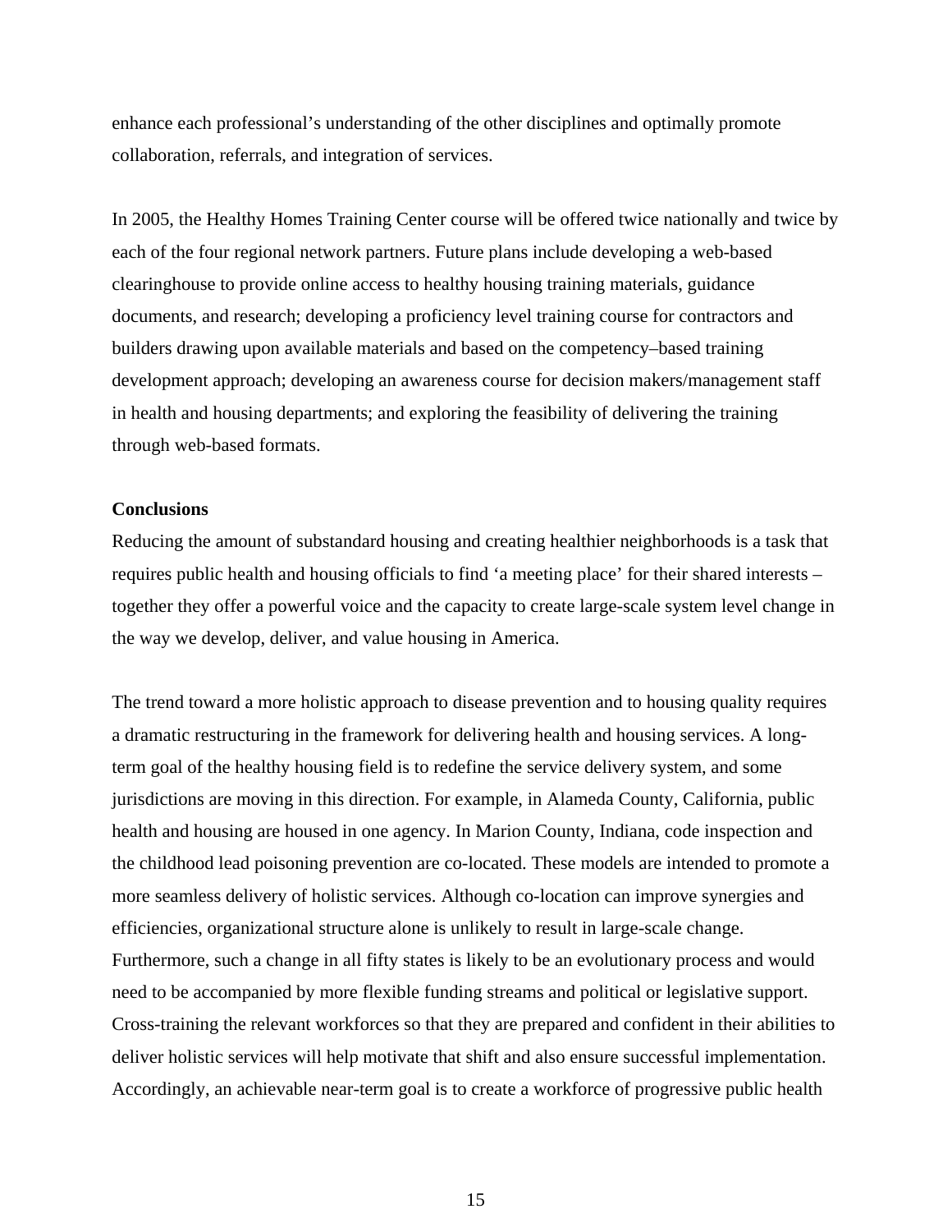enhance each professional's understanding of the other disciplines and optimally promote collaboration, referrals, and integration of services.

In 2005, the Healthy Homes Training Center course will be offered twice nationally and twice by each of the four regional network partners. Future plans include developing a web-based clearinghouse to provide online access to healthy housing training materials, guidance documents, and research; developing a proficiency level training course for contractors and builders drawing upon available materials and based on the competency–based training development approach; developing an awareness course for decision makers/management staff in health and housing departments; and exploring the feasibility of delivering the training through web-based formats.

**Conclusions**

Reducing the amount of substandard housing and creating healthier neighborhoods is a task that requires public health and housing officials to find 'a meeting place' for their shared interests – together they offer a powerful voice and the capacity to create large-scale system level change in the way we develop, deliver, and value housing in America.

The trend toward a more holistic approach to disease prevention and to housing quality requires a dramatic restructuring in the framework for delivering health and housing services. A long-term goal of the healthy housing field is to redefine the service delivery system, and some jurisdictions are moving in this direction. For example, in Alameda County, California, public health and housing are housed in one agency. In Marion County, Indiana, code inspection and the childhood lead poisoning prevention are co-located. These models are intended to promote a more seamless delivery of holistic services. Although co-location can improve synergies and efficiencies, organizational structure alone is unlikely to result in large-scale change. Furthermore, such a change in all fifty states is likely to be an evolutionary process and would need to be accompanied by more flexible funding streams and political or legislative support. Cross-training the relevant workforces so that they are prepared and confident in their abilities to deliver holistic services will help motivate that shift and also ensure successful implementation. Accordingly, an achievable near-term goal is to create a workforce of progressive public health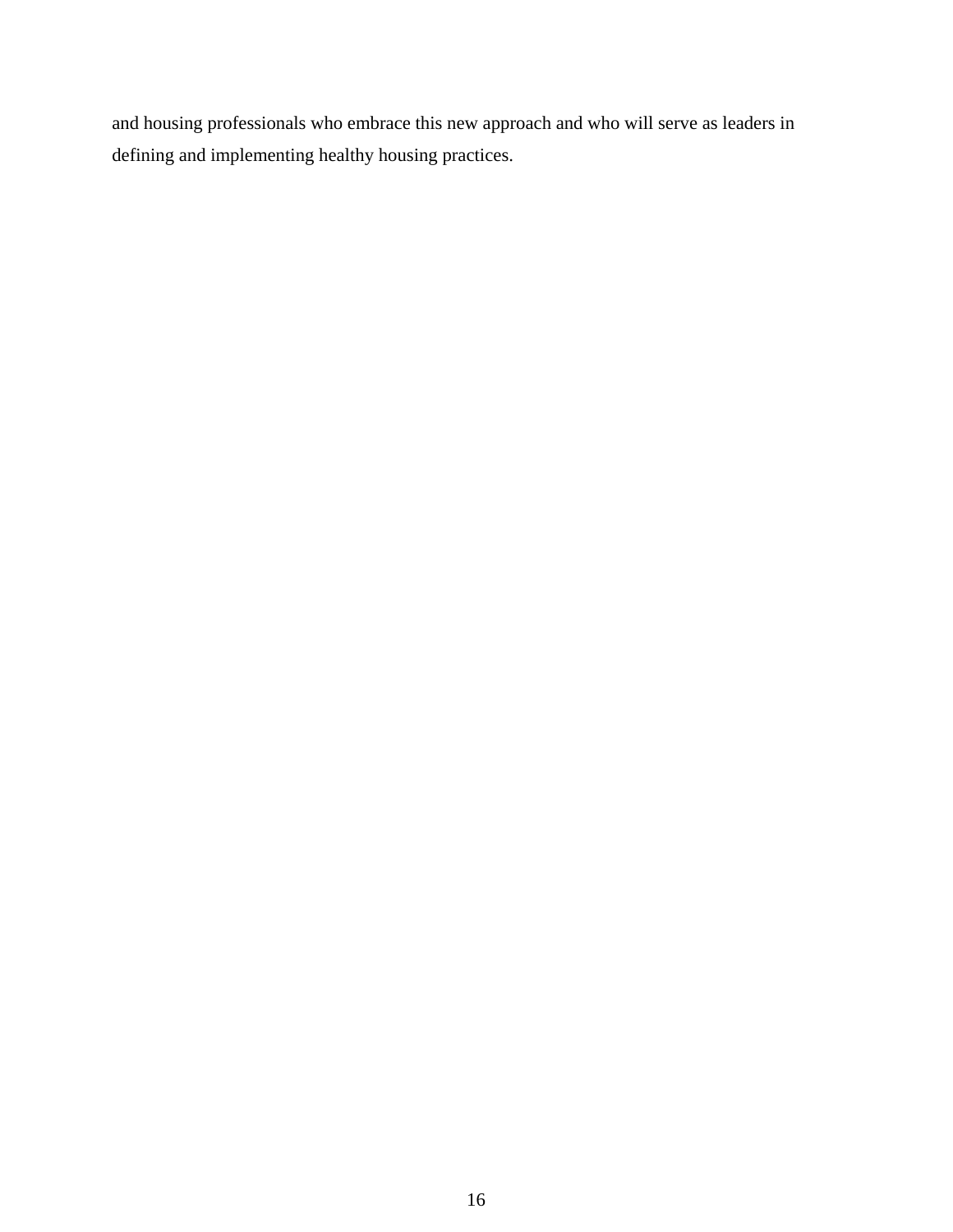and housing professionals who embrace this new approach and who will serve as leaders in defining and implementing healthy housing practices.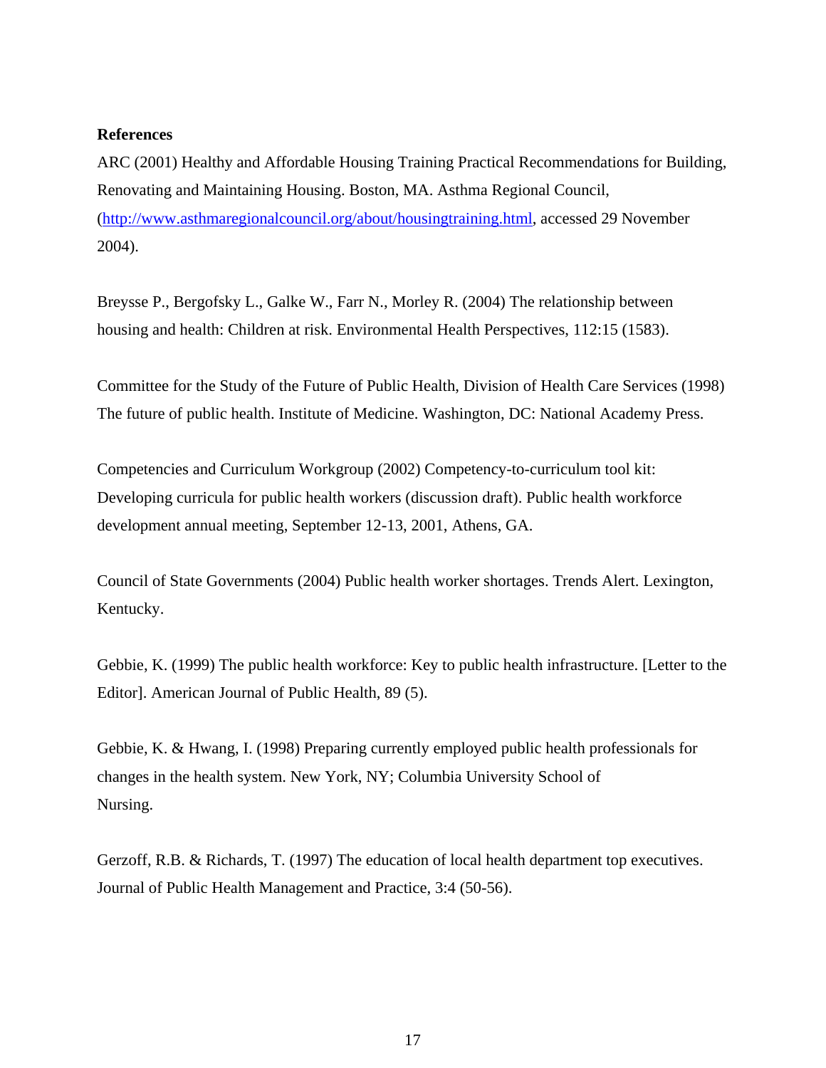**References**

ARC (2001) Healthy and Affordable Housing Training Practical Recommendations for Building, Renovating and Maintaining Housing. Boston, MA. Asthma Regional Council, (http://www.asthmaregionalcouncil.org/about/housingtraining.html, accessed 29 November 2004).

Breysse P., Bergofsky L., Galke W., Farr N., Morley R. (2004) The relationship between housing and health: Children at risk. Environmental Health Perspectives, 112:15 (1583).

Committee for the Study of the Future of Public Health, Division of Health Care Services (1998) The future of public health. Institute of Medicine. Washington, DC: National Academy Press.

Competencies and Curriculum Workgroup (2002) Competency-to-curriculum tool kit: Developing curricula for public health workers (discussion draft). Public health workforce development annual meeting, September 12-13, 2001, Athens, GA.

Council of State Governments (2004) Public health worker shortages. Trends Alert. Lexington, Kentucky.

Gebbie, K. (1999) The public health workforce: Key to public health infrastructure. [Letter to the Editor]. American Journal of Public Health, 89 (5).

Gebbie, K. & Hwang, I. (1998) Preparing currently employed public health professionals for changes in the health system. New York, NY; Columbia University School of Nursing.

Gerzoff, R.B. & Richards, T. (1997) The education of local health department top executives. Journal of Public Health Management and Practice, 3:4 (50-56).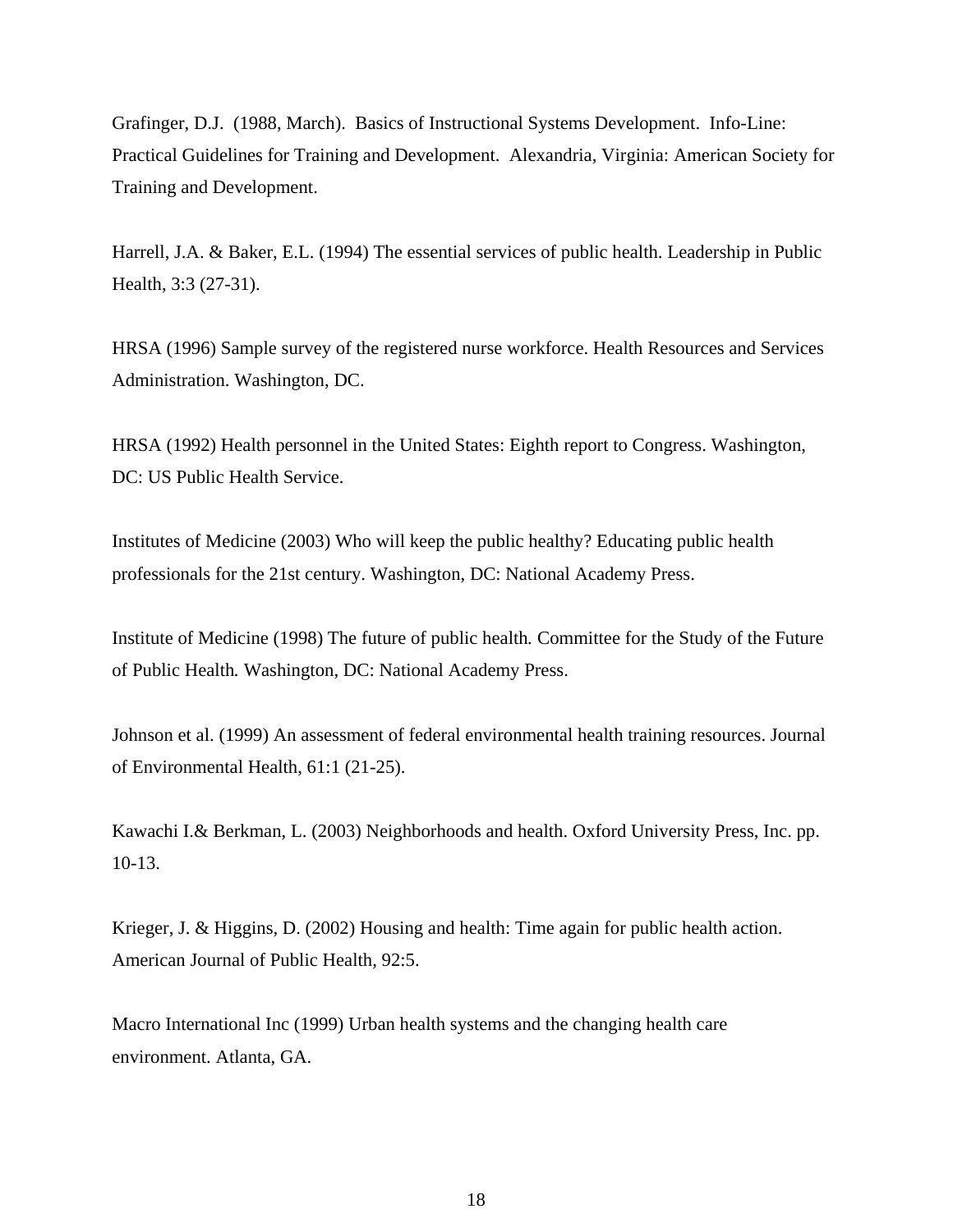Grafinger, D.J. (1988, March). Basics of Instructional Systems Development. Info-Line: Practical Guidelines for Training and Development. Alexandria, Virginia: American Society for Training and Development.

Harrell, J.A. & Baker, E.L. (1994) The essential services of public health. Leadership in Public Health, 3:3 (27-31).

HRSA (1996) Sample survey of the registered nurse workforce. Health Resources and Services Administration. Washington, DC.

HRSA (1992) Health personnel in the United States: Eighth report to Congress. Washington, DC: US Public Health Service.

Institutes of Medicine (2003) Who will keep the public healthy? Educating public health professionals for the 21st century. Washington, DC: National Academy Press.

Institute of Medicine (1998) The future of public health. Committee for the Study of the Future of Public Health. Washington, DC: National Academy Press.

Johnson et al. (1999) An assessment of federal environmental health training resources. Journal of Environmental Health, 61:1 (21-25).

Kawachi I.& Berkman, L. (2003) Neighborhoods and health. Oxford University Press, Inc. pp. 10-13.

Krieger, J. & Higgins, D. (2002) Housing and health: Time again for public health action. American Journal of Public Health, 92:5.

Macro International Inc (1999) Urban health systems and the changing health care environment. Atlanta, GA.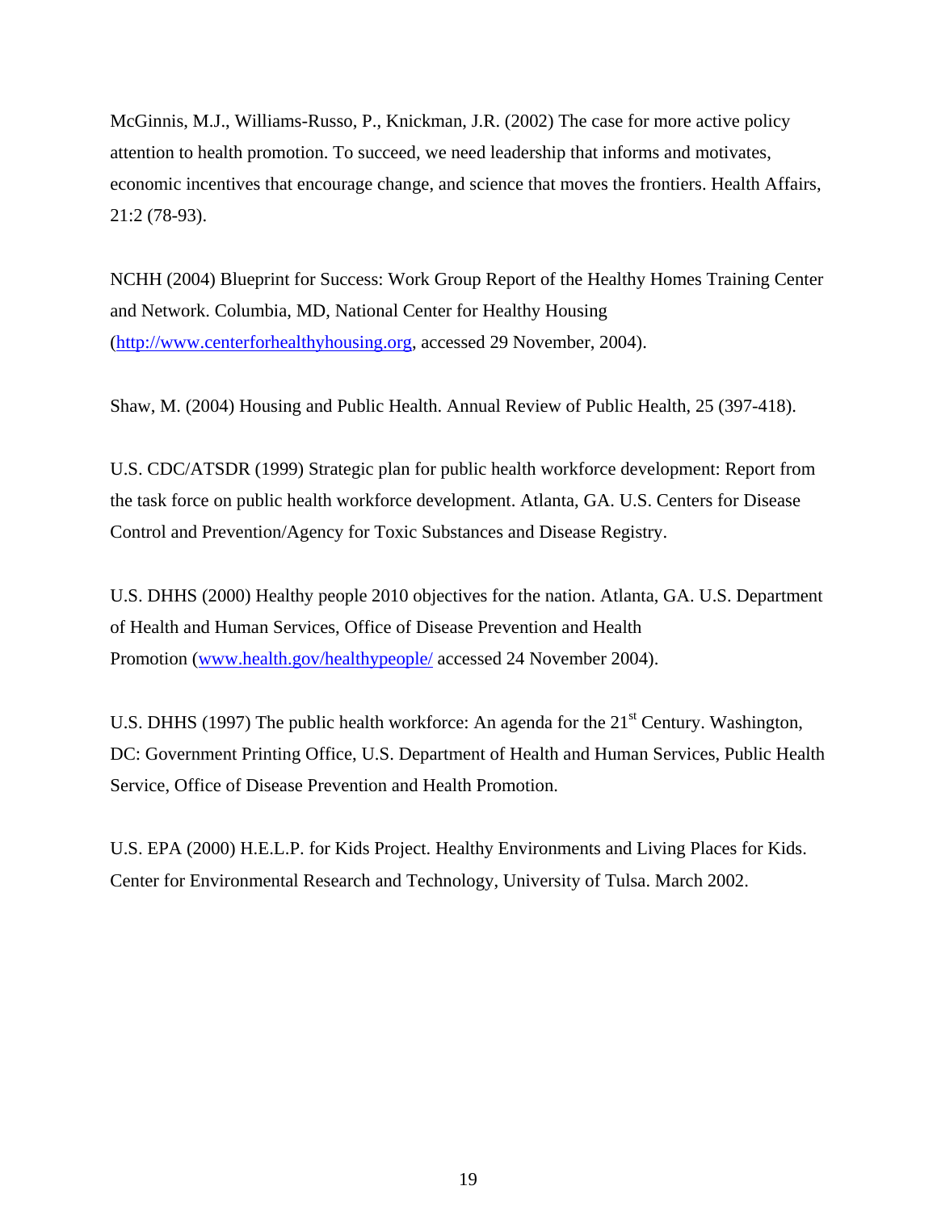McGinnis, M.J., Williams-Russo, P., Knickman, J.R. (2002) The case for more active policy attention to health promotion. To succeed, we need leadership that informs and motivates, economic incentives that encourage change, and science that moves the frontiers. Health Affairs, 21:2 (78-93).

NCHH (2004) Blueprint for Success: Work Group Report of the Healthy Homes Training Center and Network. Columbia, MD, National Center for Healthy Housing (http://www.centerforhealthyhousing.org, accessed 29 November, 2004).

Shaw, M. (2004) Housing and Public Health. Annual Review of Public Health, 25 (397-418).

U.S. CDC/ATSDR (1999) Strategic plan for public health workforce development: Report from the task force on public health workforce development. Atlanta, GA. U.S. Centers for Disease Control and Prevention/Agency for Toxic Substances and Disease Registry.

U.S. DHHS (2000) Healthy people 2010 objectives for the nation. Atlanta, GA. U.S. Department of Health and Human Services, Office of Disease Prevention and Health Promotion (www.health.gov/healthypeople/ accessed 24 November 2004).

U.S. DHHS (1997) The public health workforce: An agenda for the 21st Century. Washington, DC: Government Printing Office, U.S. Department of Health and Human Services, Public Health Service, Office of Disease Prevention and Health Promotion.

U.S. EPA (2000) H.E.L.P. for Kids Project. Healthy Environments and Living Places for Kids. Center for Environmental Research and Technology, University of Tulsa. March 2002.